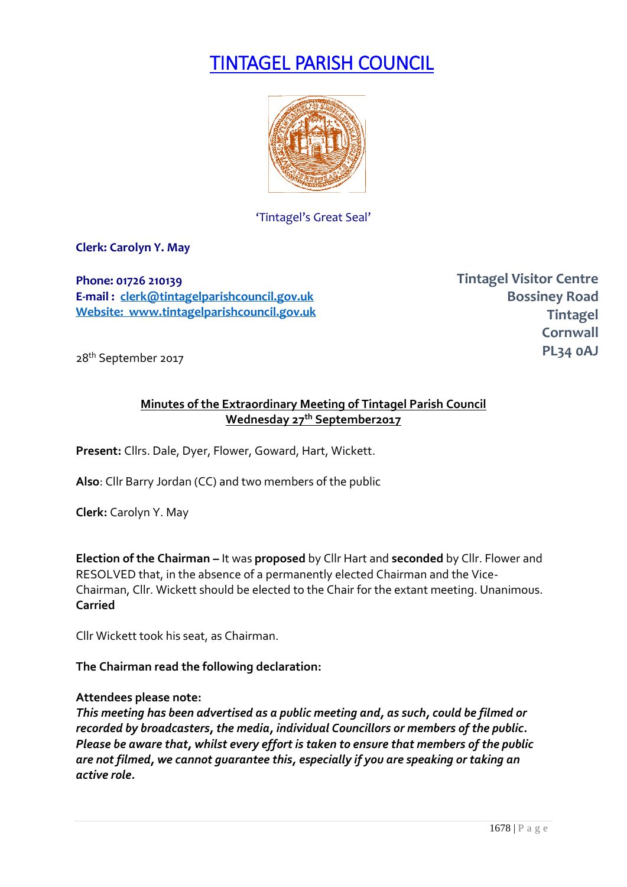# TINTAGEL PARISH COUNCIL

'Tintagel's Great Seal'

**Clerk: Carolyn Y. May**

**Phone: 01726 210139**
**E-mail : clerk@tintagelparishcouncil.gov.uk**
**Website: www.tintagelparishcouncil.gov.uk**

**Tintagel Visitor Centre**
**Bossiney Road**
**Tintagel**
**Cornwall**
**PL34 0AJ**

28th September 2017

**Minutes of the Extraordinary Meeting of Tintagel Parish Council**
**Wednesday 27th September2017**

**Present:** Cllrs. Dale, Dyer, Flower, Goward, Hart, Wickett.

**Also**: Cllr Barry Jordan (CC) and two members of the public

**Clerk:** Carolyn Y. May

**Election of the Chairman –** It was **proposed** by Cllr Hart and **seconded** by Cllr. Flower and RESOLVED that, in the absence of a permanently elected Chairman and the Vice-Chairman, Cllr. Wickett should be elected to the Chair for the extant meeting. Unanimous. **Carried**

Cllr Wickett took his seat, as Chairman.

**The Chairman read the following declaration:**

**Attendees please note:**
***This meeting has been advertised as a public meeting and, as such, could be filmed or recorded by broadcasters, the media, individual Councillors or members of the public. Please be aware that, whilst every effort is taken to ensure that members of the public are not filmed, we cannot guarantee this, especially if you are speaking or taking an active role.***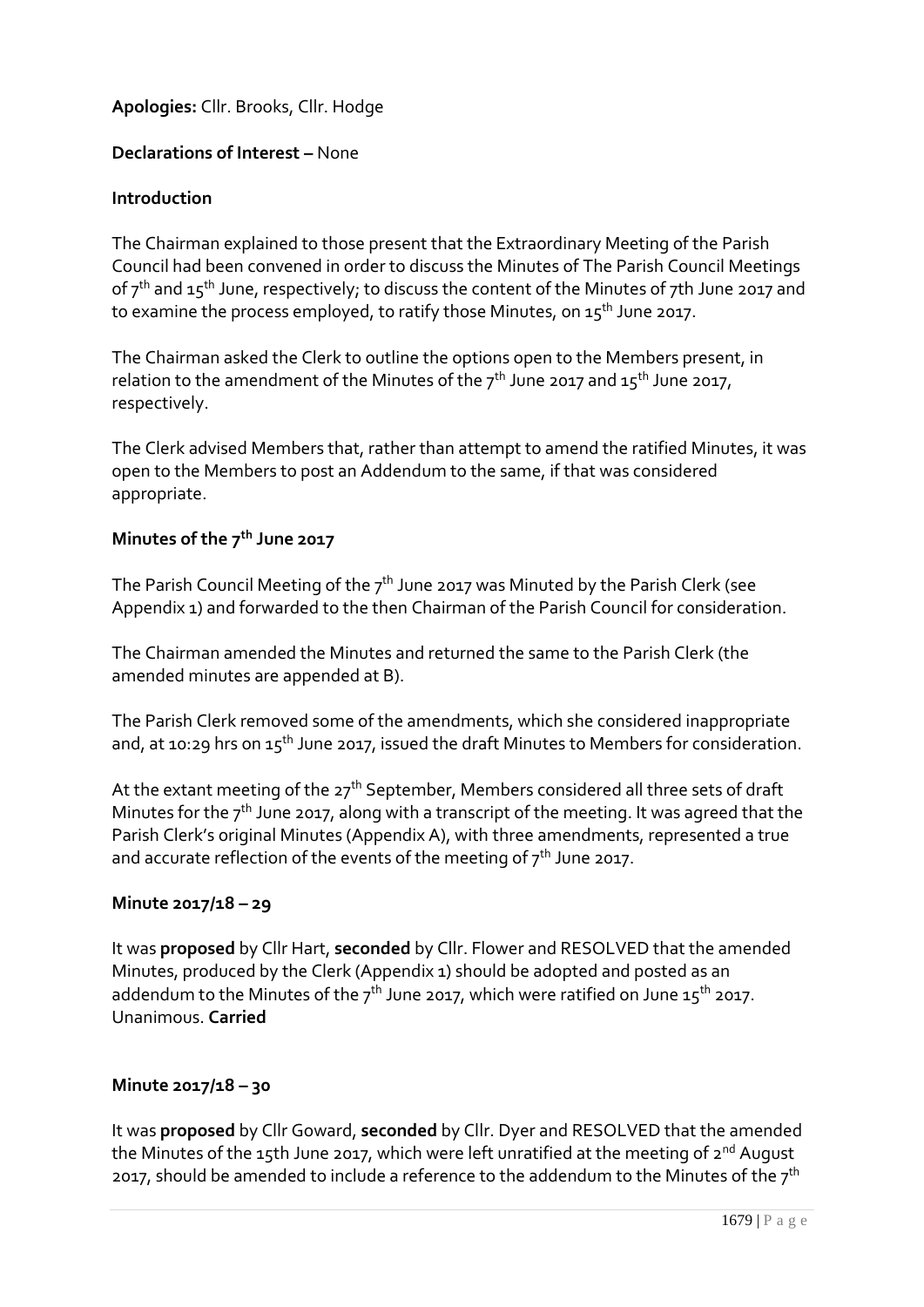**Apologies:** Cllr. Brooks, Cllr. Hodge

**Declarations of Interest –** None

**Introduction**

The Chairman explained to those present that the Extraordinary Meeting of the Parish Council had been convened in order to discuss the Minutes of The Parish Council Meetings of 7th and 15th June, respectively; to discuss the content of the Minutes of 7th June 2017 and to examine the process employed, to ratify those Minutes, on 15th June 2017.

The Chairman asked the Clerk to outline the options open to the Members present, in relation to the amendment of the Minutes of the 7th June 2017 and 15th June 2017, respectively.

The Clerk advised Members that, rather than attempt to amend the ratified Minutes, it was open to the Members to post an Addendum to the same, if that was considered appropriate.

**Minutes of the 7th June 2017**

The Parish Council Meeting of the 7th June 2017 was Minuted by the Parish Clerk (see Appendix 1) and forwarded to the then Chairman of the Parish Council for consideration.

The Chairman amended the Minutes and returned the same to the Parish Clerk (the amended minutes are appended at B).

The Parish Clerk removed some of the amendments, which she considered inappropriate and, at 10:29 hrs on 15th June 2017, issued the draft Minutes to Members for consideration.

At the extant meeting of the 27th September, Members considered all three sets of draft Minutes for the 7th June 2017, along with a transcript of the meeting. It was agreed that the Parish Clerk's original Minutes (Appendix A), with three amendments, represented a true and accurate reflection of the events of the meeting of 7th June 2017.

**Minute 2017/18 – 29**

It was **proposed** by Cllr Hart, **seconded** by Cllr. Flower and RESOLVED that the amended Minutes, produced by the Clerk (Appendix 1) should be adopted and posted as an addendum to the Minutes of the 7th June 2017, which were ratified on June 15th 2017. Unanimous. **Carried**

**Minute 2017/18 – 30**

It was **proposed** by Cllr Goward, **seconded** by Cllr. Dyer and RESOLVED that the amended the Minutes of the 15th June 2017, which were left unratified at the meeting of 2nd August 2017, should be amended to include a reference to the addendum to the Minutes of the 7th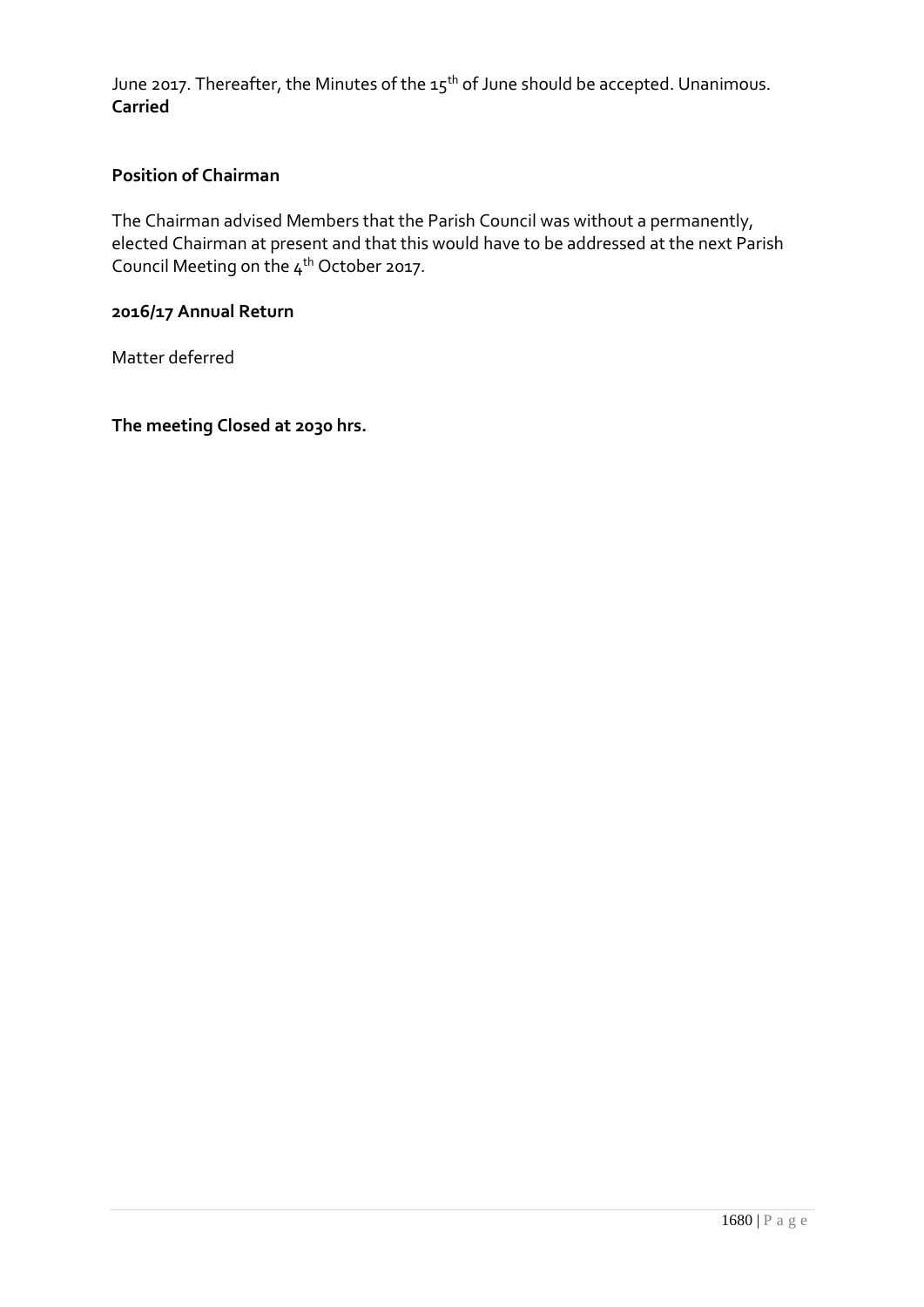June 2017. Thereafter, the Minutes of the 15th of June should be accepted. Unanimous. **Carried**

**Position of Chairman**

The Chairman advised Members that the Parish Council was without a permanently, elected Chairman at present and that this would have to be addressed at the next Parish Council Meeting on the 4th October 2017.

**2016/17 Annual Return**

Matter deferred

**The meeting Closed at 2030 hrs.**